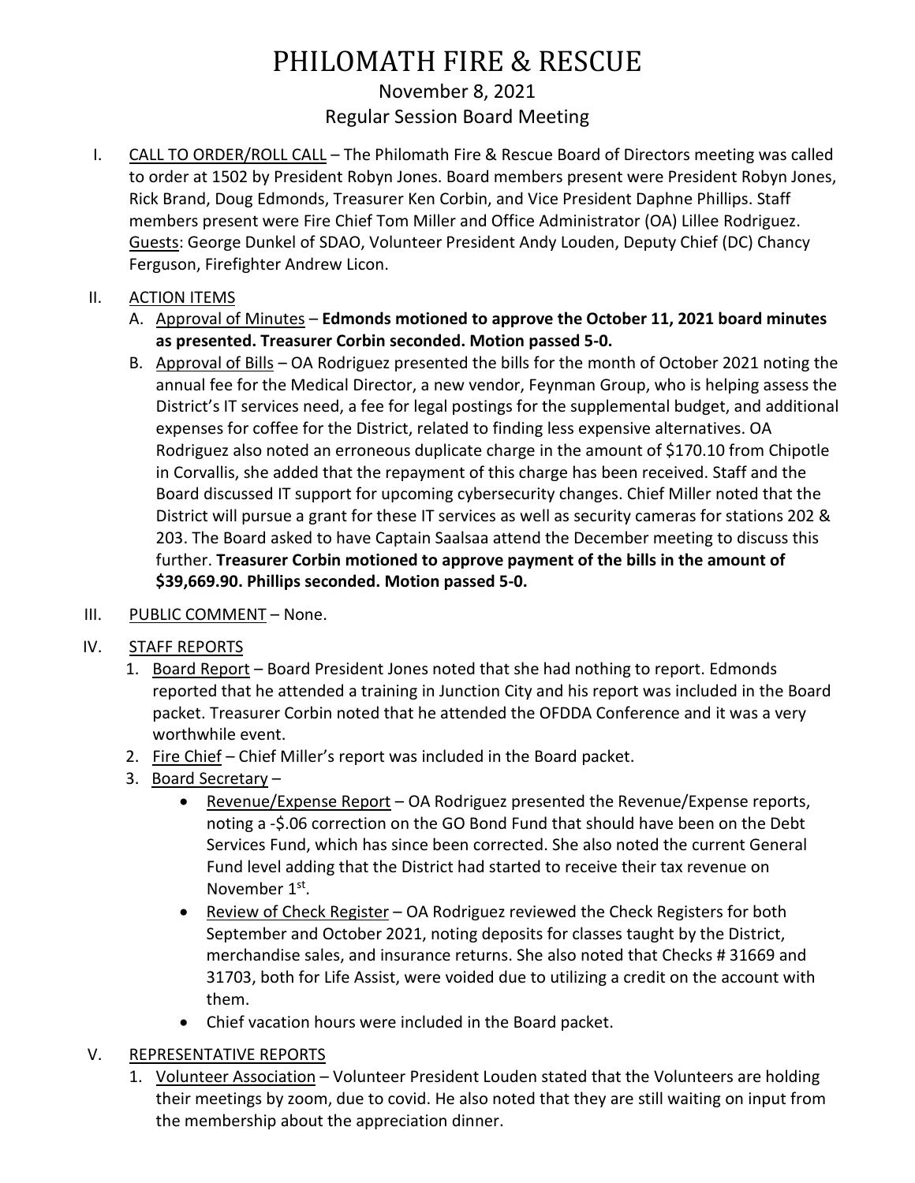# PHILOMATH FIRE & RESCUE

## November 8, 2021

## Regular Session Board Meeting

I. CALL TO ORDER/ROLL CALL – The Philomath Fire & Rescue Board of Directors meeting was called to order at 1502 by President Robyn Jones. Board members present were President Robyn Jones, Rick Brand, Doug Edmonds, Treasurer Ken Corbin, and Vice President Daphne Phillips. Staff members present were Fire Chief Tom Miller and Office Administrator (OA) Lillee Rodriguez. Guests: George Dunkel of SDAO, Volunteer President Andy Louden, Deputy Chief (DC) Chancy Ferguson, Firefighter Andrew Licon.

II. ACTION ITEMS

A. Approval of Minutes – **Edmonds motioned to approve the October 11, 2021 board minutes as presented. Treasurer Corbin seconded. Motion passed 5-0.**

B. Approval of Bills – OA Rodriguez presented the bills for the month of October 2021 noting the annual fee for the Medical Director, a new vendor, Feynman Group, who is helping assess the District's IT services need, a fee for legal postings for the supplemental budget, and additional expenses for coffee for the District, related to finding less expensive alternatives. OA Rodriguez also noted an erroneous duplicate charge in the amount of $170.10 from Chipotle in Corvallis, she added that the repayment of this charge has been received. Staff and the Board discussed IT support for upcoming cybersecurity changes. Chief Miller noted that the District will pursue a grant for these IT services as well as security cameras for stations 202 & 203. The Board asked to have Captain Saalsaa attend the December meeting to discuss this further. **Treasurer Corbin motioned to approve payment of the bills in the amount of $39,669.90. Phillips seconded. Motion passed 5-0.**

III. PUBLIC COMMENT – None.

IV. STAFF REPORTS

1. Board Report – Board President Jones noted that she had nothing to report. Edmonds reported that he attended a training in Junction City and his report was included in the Board packet. Treasurer Corbin noted that he attended the OFDDA Conference and it was a very worthwhile event.
2. Fire Chief – Chief Miller's report was included in the Board packet.
3. Board Secretary –
   - Revenue/Expense Report – OA Rodriguez presented the Revenue/Expense reports, noting a -$.06 correction on the GO Bond Fund that should have been on the Debt Services Fund, which has since been corrected. She also noted the current General Fund level adding that the District had started to receive their tax revenue on November 1st.
   - Review of Check Register – OA Rodriguez reviewed the Check Registers for both September and October 2021, noting deposits for classes taught by the District, merchandise sales, and insurance returns. She also noted that Checks # 31669 and 31703, both for Life Assist, were voided due to utilizing a credit on the account with them.
   - Chief vacation hours were included in the Board packet.

V. REPRESENTATIVE REPORTS

1. Volunteer Association – Volunteer President Louden stated that the Volunteers are holding their meetings by zoom, due to covid. He also noted that they are still waiting on input from the membership about the appreciation dinner.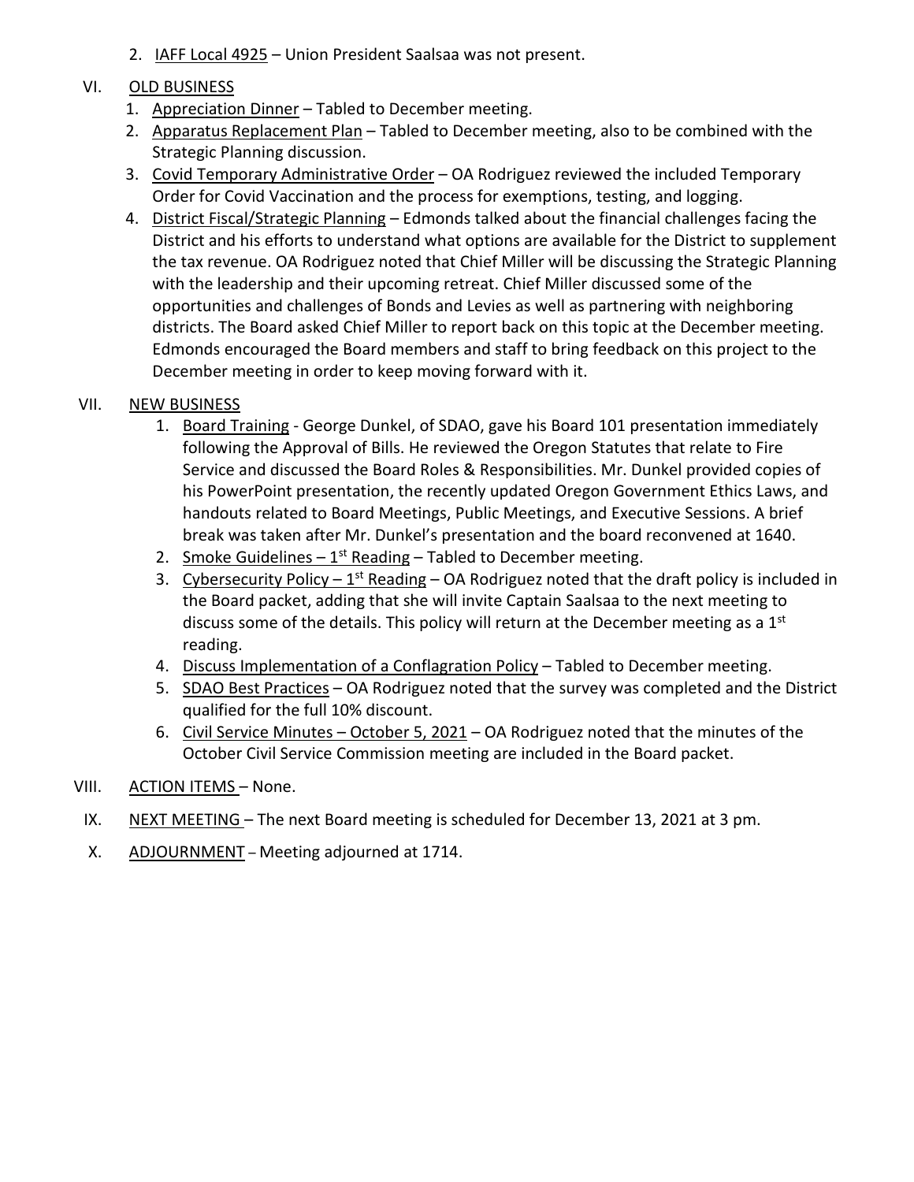2. IAFF Local 4925 – Union President Saalsaa was not present.

VI. OLD BUSINESS

1. Appreciation Dinner – Tabled to December meeting.
2. Apparatus Replacement Plan – Tabled to December meeting, also to be combined with the Strategic Planning discussion.
3. Covid Temporary Administrative Order – OA Rodriguez reviewed the included Temporary Order for Covid Vaccination and the process for exemptions, testing, and logging.
4. District Fiscal/Strategic Planning – Edmonds talked about the financial challenges facing the District and his efforts to understand what options are available for the District to supplement the tax revenue. OA Rodriguez noted that Chief Miller will be discussing the Strategic Planning with the leadership and their upcoming retreat. Chief Miller discussed some of the opportunities and challenges of Bonds and Levies as well as partnering with neighboring districts. The Board asked Chief Miller to report back on this topic at the December meeting. Edmonds encouraged the Board members and staff to bring feedback on this project to the December meeting in order to keep moving forward with it.

VII. NEW BUSINESS

1. Board Training - George Dunkel, of SDAO, gave his Board 101 presentation immediately following the Approval of Bills. He reviewed the Oregon Statutes that relate to Fire Service and discussed the Board Roles & Responsibilities. Mr. Dunkel provided copies of his PowerPoint presentation, the recently updated Oregon Government Ethics Laws, and handouts related to Board Meetings, Public Meetings, and Executive Sessions. A brief break was taken after Mr. Dunkel's presentation and the board reconvened at 1640.
2. Smoke Guidelines – 1st Reading – Tabled to December meeting.
3. Cybersecurity Policy – 1st Reading – OA Rodriguez noted that the draft policy is included in the Board packet, adding that she will invite Captain Saalsaa to the next meeting to discuss some of the details. This policy will return at the December meeting as a 1st reading.
4. Discuss Implementation of a Conflagration Policy – Tabled to December meeting.
5. SDAO Best Practices – OA Rodriguez noted that the survey was completed and the District qualified for the full 10% discount.
6. Civil Service Minutes – October 5, 2021 – OA Rodriguez noted that the minutes of the October Civil Service Commission meeting are included in the Board packet.

VIII. ACTION ITEMS – None.

IX. NEXT MEETING – The next Board meeting is scheduled for December 13, 2021 at 3 pm.

X. ADJOURNMENT – Meeting adjourned at 1714.